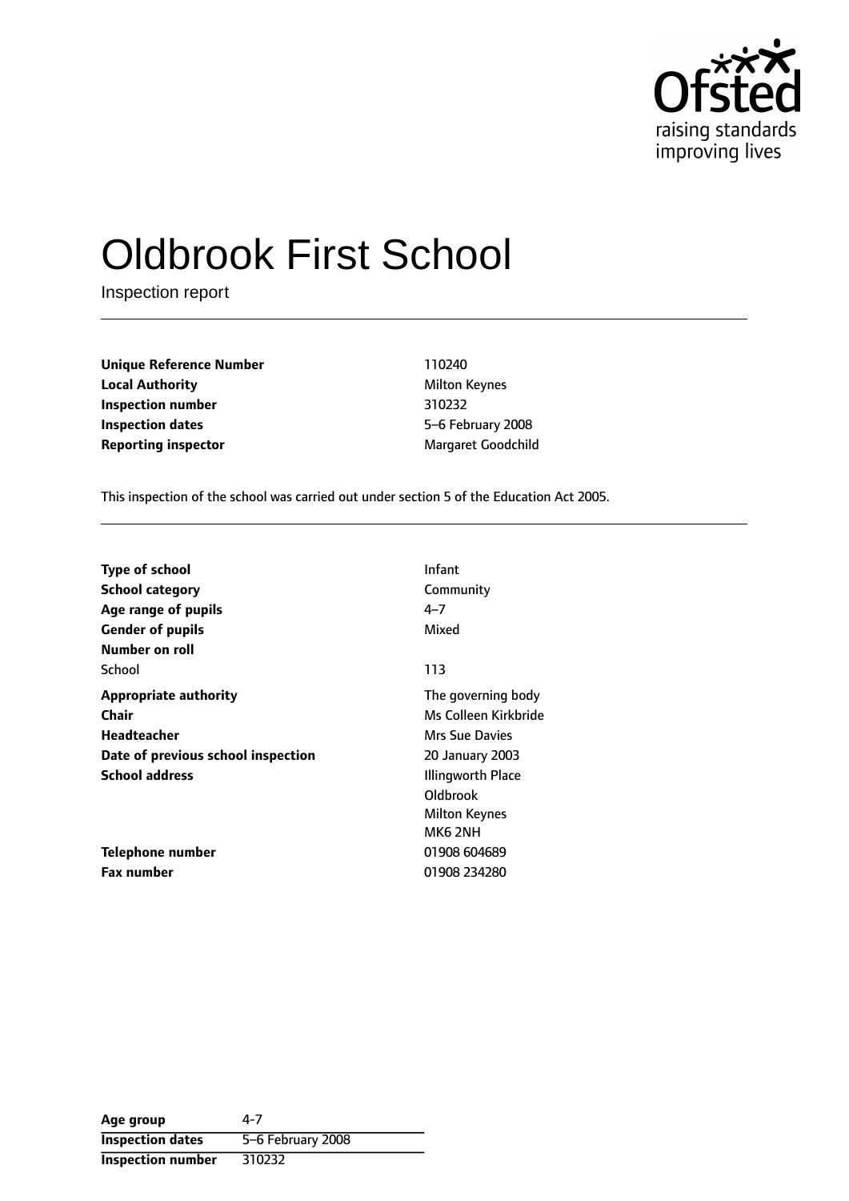# Oldbrook First School

Inspection report

| | |
|---|---|
| **Unique Reference Number** | 110240 |
| **Local Authority** | Milton Keynes |
| **Inspection number** | 310232 |
| **Inspection dates** | 5–6 February 2008 |
| **Reporting inspector** | Margaret Goodchild |

This inspection of the school was carried out under section 5 of the Education Act 2005.

| | |
|---|---|
| **Type of school** | Infant |
| **School category** | Community |
| **Age range of pupils** | 4–7 |
| **Gender of pupils** | Mixed |
| **Number on roll** | |
| School | 113 |
| **Appropriate authority** | The governing body |
| **Chair** | Ms Colleen Kirkbride |
| **Headteacher** | Mrs Sue Davies |
| **Date of previous school inspection** | 20 January 2003 |
| **School address** | Illingworth Place<br>Oldbrook<br>Milton Keynes<br>MK6 2NH |
| **Telephone number** | 01908 604689 |
| **Fax number** | 01908 234280 |

| | |
|---|---|
| **Age group** | 4-7 |
| **Inspection dates** | 5–6 February 2008 |
| **Inspection number** | 310232 |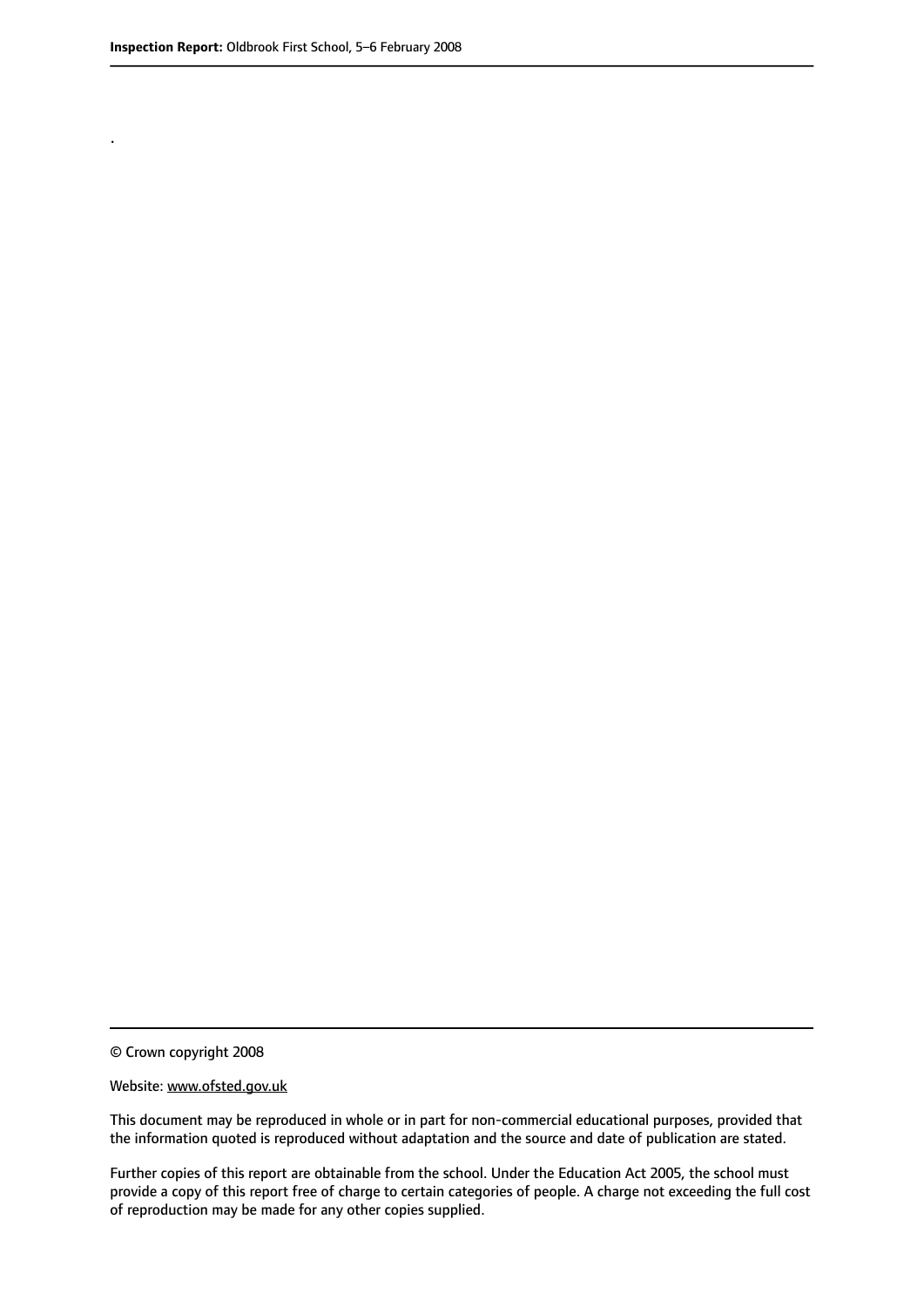.

© Crown copyright 2008

Website: www.ofsted.gov.uk

This document may be reproduced in whole or in part for non-commercial educational purposes, provided that the information quoted is reproduced without adaptation and the source and date of publication are stated.

Further copies of this report are obtainable from the school. Under the Education Act 2005, the school must provide a copy of this report free of charge to certain categories of people. A charge not exceeding the full cost of reproduction may be made for any other copies supplied.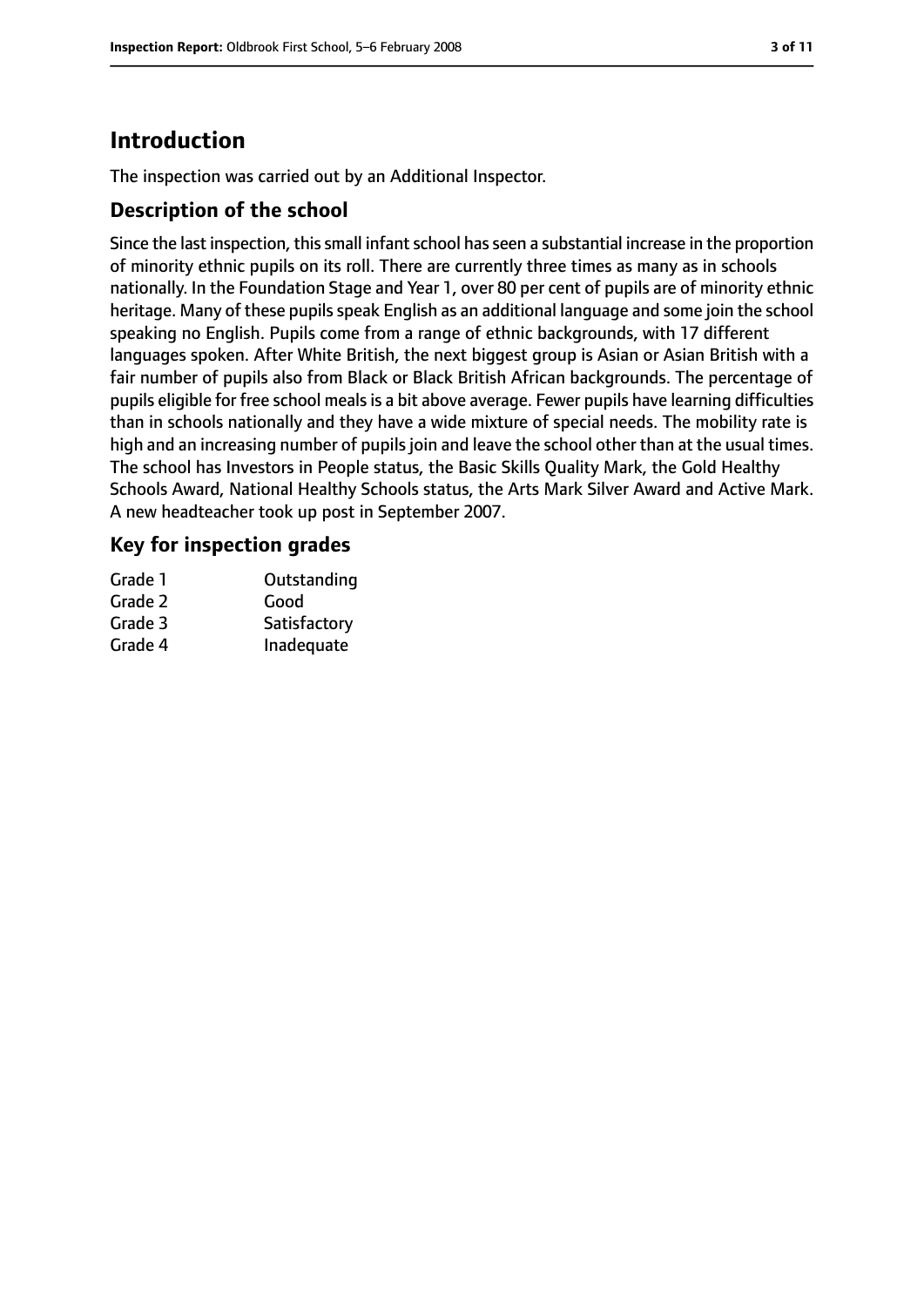## Introduction

The inspection was carried out by an Additional Inspector.

### Description of the school

Since the last inspection, this small infant school has seen a substantial increase in the proportion of minority ethnic pupils on its roll. There are currently three times as many as in schools nationally. In the Foundation Stage and Year 1, over 80 per cent of pupils are of minority ethnic heritage. Many of these pupils speak English as an additional language and some join the school speaking no English. Pupils come from a range of ethnic backgrounds, with 17 different languages spoken. After White British, the next biggest group is Asian or Asian British with a fair number of pupils also from Black or Black British African backgrounds. The percentage of pupils eligible for free school meals is a bit above average. Fewer pupils have learning difficulties than in schools nationally and they have a wide mixture of special needs. The mobility rate is high and an increasing number of pupils join and leave the school other than at the usual times. The school has Investors in People status, the Basic Skills Quality Mark, the Gold Healthy Schools Award, National Healthy Schools status, the Arts Mark Silver Award and Active Mark. A new headteacher took up post in September 2007.

### Key for inspection grades

| | |
|---|---|
| Grade 1 | Outstanding |
| Grade 2 | Good |
| Grade 3 | Satisfactory |
| Grade 4 | Inadequate |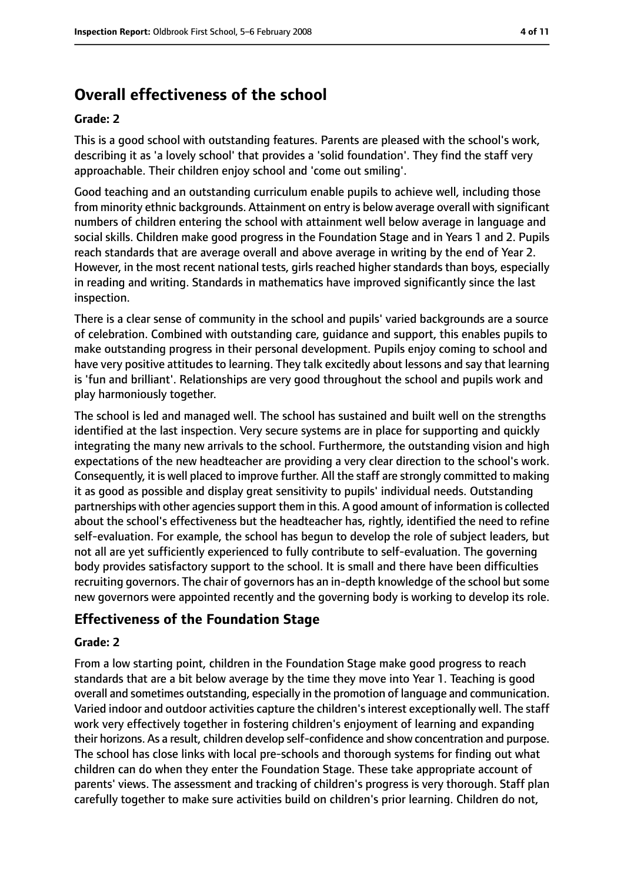## Overall effectiveness of the school

**Grade: 2**

This is a good school with outstanding features. Parents are pleased with the school's work, describing it as 'a lovely school' that provides a 'solid foundation'. They find the staff very approachable. Their children enjoy school and 'come out smiling'.

Good teaching and an outstanding curriculum enable pupils to achieve well, including those from minority ethnic backgrounds. Attainment on entry is below average overall with significant numbers of children entering the school with attainment well below average in language and social skills. Children make good progress in the Foundation Stage and in Years 1 and 2. Pupils reach standards that are average overall and above average in writing by the end of Year 2. However, in the most recent national tests, girls reached higher standards than boys, especially in reading and writing. Standards in mathematics have improved significantly since the last inspection.

There is a clear sense of community in the school and pupils' varied backgrounds are a source of celebration. Combined with outstanding care, guidance and support, this enables pupils to make outstanding progress in their personal development. Pupils enjoy coming to school and have very positive attitudes to learning. They talk excitedly about lessons and say that learning is 'fun and brilliant'. Relationships are very good throughout the school and pupils work and play harmoniously together.

The school is led and managed well. The school has sustained and built well on the strengths identified at the last inspection. Very secure systems are in place for supporting and quickly integrating the many new arrivals to the school. Furthermore, the outstanding vision and high expectations of the new headteacher are providing a very clear direction to the school's work. Consequently, it is well placed to improve further. All the staff are strongly committed to making it as good as possible and display great sensitivity to pupils' individual needs. Outstanding partnerships with other agencies support them in this. A good amount of information is collected about the school's effectiveness but the headteacher has, rightly, identified the need to refine self-evaluation. For example, the school has begun to develop the role of subject leaders, but not all are yet sufficiently experienced to fully contribute to self-evaluation. The governing body provides satisfactory support to the school. It is small and there have been difficulties recruiting governors. The chair of governors has an in-depth knowledge of the school but some new governors were appointed recently and the governing body is working to develop its role.

### Effectiveness of the Foundation Stage

**Grade: 2**

From a low starting point, children in the Foundation Stage make good progress to reach standards that are a bit below average by the time they move into Year 1. Teaching is good overall and sometimes outstanding, especially in the promotion of language and communication. Varied indoor and outdoor activities capture the children's interest exceptionally well. The staff work very effectively together in fostering children's enjoyment of learning and expanding their horizons. As a result, children develop self-confidence and show concentration and purpose. The school has close links with local pre-schools and thorough systems for finding out what children can do when they enter the Foundation Stage. These take appropriate account of parents' views. The assessment and tracking of children's progress is very thorough. Staff plan carefully together to make sure activities build on children's prior learning. Children do not,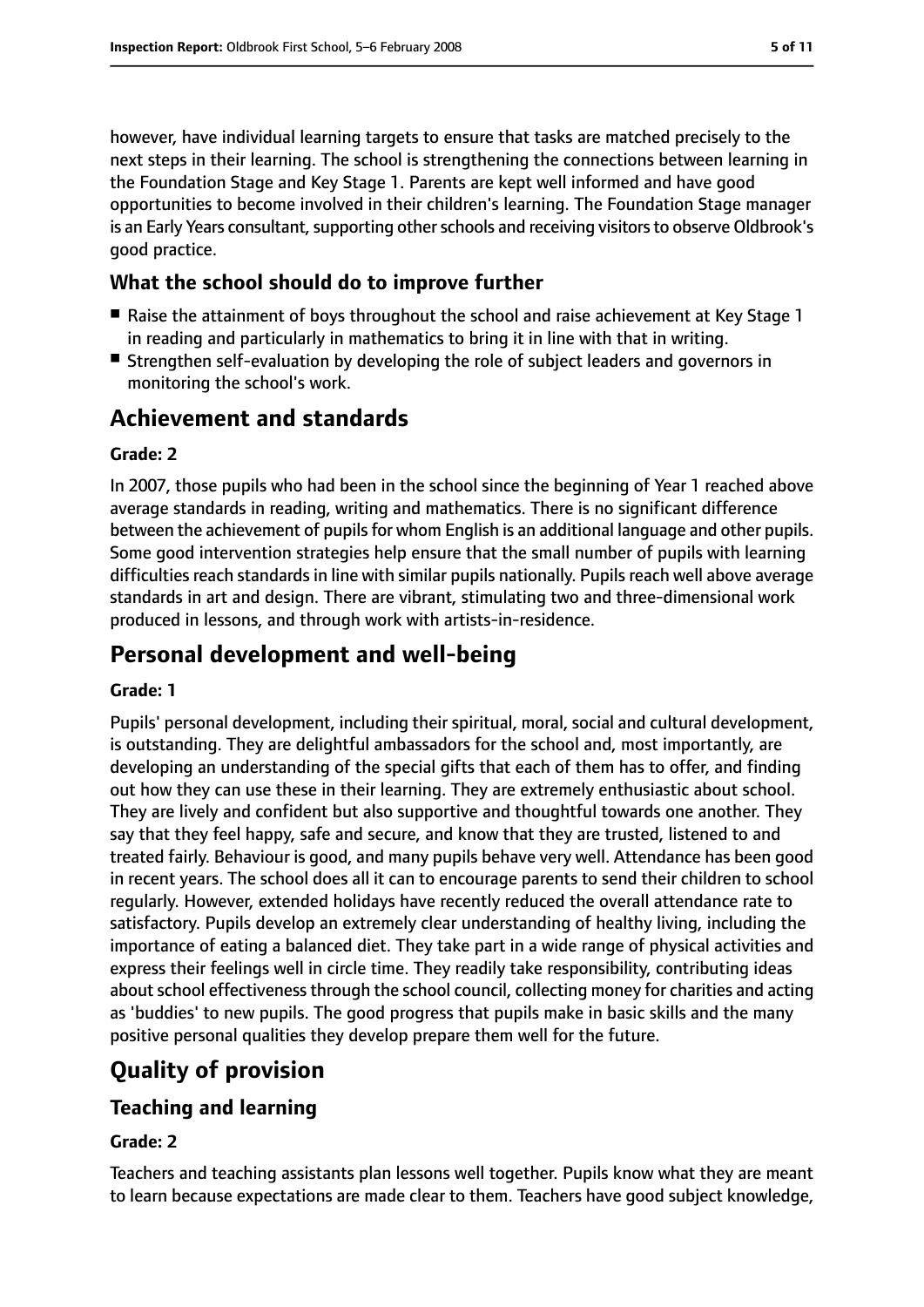however, have individual learning targets to ensure that tasks are matched precisely to the next steps in their learning. The school is strengthening the connections between learning in the Foundation Stage and Key Stage 1. Parents are kept well informed and have good opportunities to become involved in their children's learning. The Foundation Stage manager is an Early Years consultant, supporting other schools and receiving visitors to observe Oldbrook's good practice.

### What the school should do to improve further

- Raise the attainment of boys throughout the school and raise achievement at Key Stage 1 in reading and particularly in mathematics to bring it in line with that in writing.
- Strengthen self-evaluation by developing the role of subject leaders and governors in monitoring the school's work.

## Achievement and standards

**Grade: 2**

In 2007, those pupils who had been in the school since the beginning of Year 1 reached above average standards in reading, writing and mathematics. There is no significant difference between the achievement of pupils for whom English is an additional language and other pupils. Some good intervention strategies help ensure that the small number of pupils with learning difficulties reach standards in line with similar pupils nationally. Pupils reach well above average standards in art and design. There are vibrant, stimulating two and three-dimensional work produced in lessons, and through work with artists-in-residence.

## Personal development and well-being

**Grade: 1**

Pupils' personal development, including their spiritual, moral, social and cultural development, is outstanding. They are delightful ambassadors for the school and, most importantly, are developing an understanding of the special gifts that each of them has to offer, and finding out how they can use these in their learning. They are extremely enthusiastic about school. They are lively and confident but also supportive and thoughtful towards one another. They say that they feel happy, safe and secure, and know that they are trusted, listened to and treated fairly. Behaviour is good, and many pupils behave very well. Attendance has been good in recent years. The school does all it can to encourage parents to send their children to school regularly. However, extended holidays have recently reduced the overall attendance rate to satisfactory. Pupils develop an extremely clear understanding of healthy living, including the importance of eating a balanced diet. They take part in a wide range of physical activities and express their feelings well in circle time. They readily take responsibility, contributing ideas about school effectiveness through the school council, collecting money for charities and acting as 'buddies' to new pupils. The good progress that pupils make in basic skills and the many positive personal qualities they develop prepare them well for the future.

## Quality of provision

### Teaching and learning

**Grade: 2**

Teachers and teaching assistants plan lessons well together. Pupils know what they are meant to learn because expectations are made clear to them. Teachers have good subject knowledge,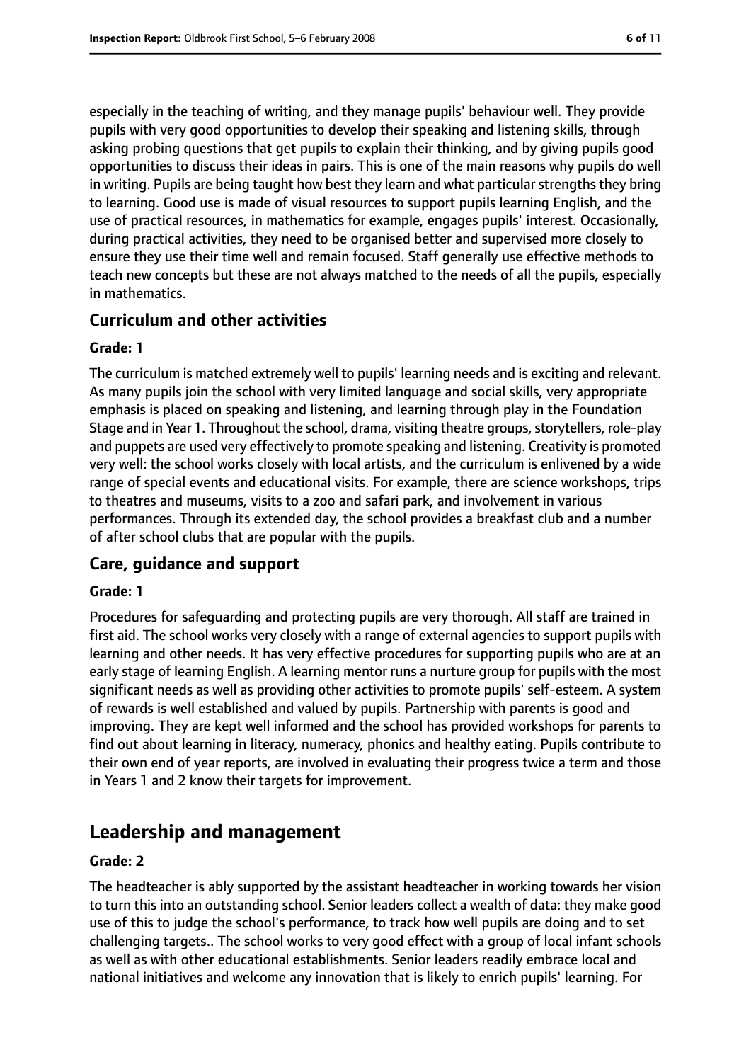especially in the teaching of writing, and they manage pupils' behaviour well. They provide pupils with very good opportunities to develop their speaking and listening skills, through asking probing questions that get pupils to explain their thinking, and by giving pupils good opportunities to discuss their ideas in pairs. This is one of the main reasons why pupils do well in writing. Pupils are being taught how best they learn and what particular strengths they bring to learning. Good use is made of visual resources to support pupils learning English, and the use of practical resources, in mathematics for example, engages pupils' interest. Occasionally, during practical activities, they need to be organised better and supervised more closely to ensure they use their time well and remain focused. Staff generally use effective methods to teach new concepts but these are not always matched to the needs of all the pupils, especially in mathematics.

### Curriculum and other activities

#### Grade: 1

The curriculum is matched extremely well to pupils' learning needs and is exciting and relevant. As many pupils join the school with very limited language and social skills, very appropriate emphasis is placed on speaking and listening, and learning through play in the Foundation Stage and in Year 1. Throughout the school, drama, visiting theatre groups, storytellers, role-play and puppets are used very effectively to promote speaking and listening. Creativity is promoted very well: the school works closely with local artists, and the curriculum is enlivened by a wide range of special events and educational visits. For example, there are science workshops, trips to theatres and museums, visits to a zoo and safari park, and involvement in various performances. Through its extended day, the school provides a breakfast club and a number of after school clubs that are popular with the pupils.

### Care, guidance and support

#### Grade: 1

Procedures for safeguarding and protecting pupils are very thorough. All staff are trained in first aid. The school works very closely with a range of external agencies to support pupils with learning and other needs. It has very effective procedures for supporting pupils who are at an early stage of learning English. A learning mentor runs a nurture group for pupils with the most significant needs as well as providing other activities to promote pupils' self-esteem. A system of rewards is well established and valued by pupils. Partnership with parents is good and improving. They are kept well informed and the school has provided workshops for parents to find out about learning in literacy, numeracy, phonics and healthy eating. Pupils contribute to their own end of year reports, are involved in evaluating their progress twice a term and those in Years 1 and 2 know their targets for improvement.

## Leadership and management

#### Grade: 2

The headteacher is ably supported by the assistant headteacher in working towards her vision to turn this into an outstanding school. Senior leaders collect a wealth of data: they make good use of this to judge the school's performance, to track how well pupils are doing and to set challenging targets.. The school works to very good effect with a group of local infant schools as well as with other educational establishments. Senior leaders readily embrace local and national initiatives and welcome any innovation that is likely to enrich pupils' learning. For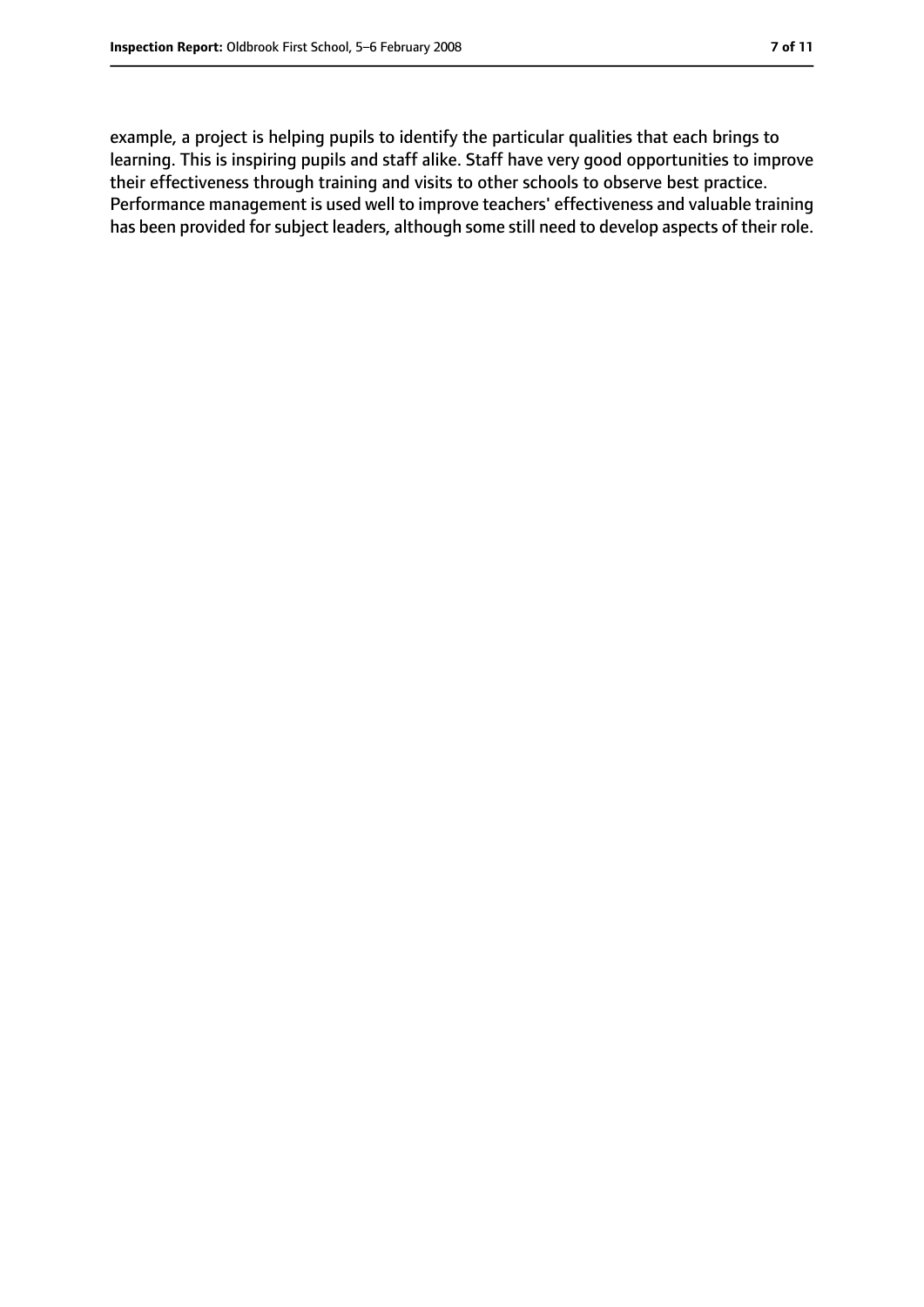example, a project is helping pupils to identify the particular qualities that each brings to learning. This is inspiring pupils and staff alike. Staff have very good opportunities to improve their effectiveness through training and visits to other schools to observe best practice. Performance management is used well to improve teachers' effectiveness and valuable training has been provided for subject leaders, although some still need to develop aspects of their role.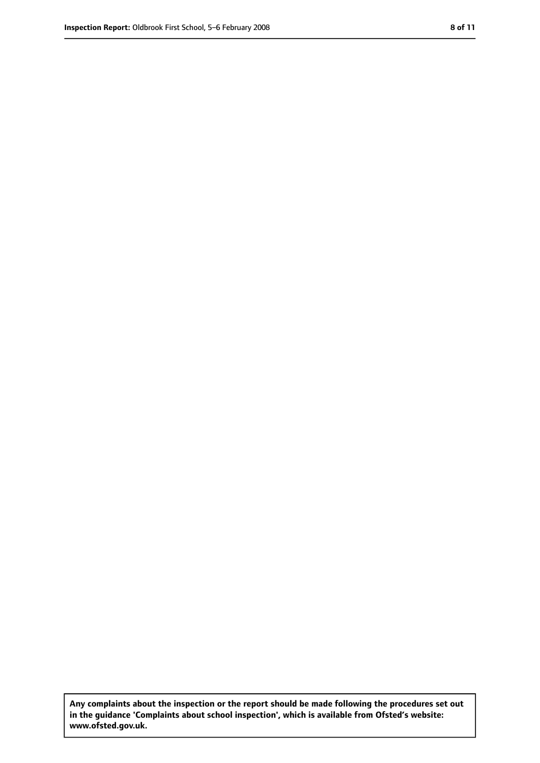**Any complaints about the inspection or the report should be made following the procedures set out in the guidance 'Complaints about school inspection', which is available from Ofsted's website: www.ofsted.gov.uk.**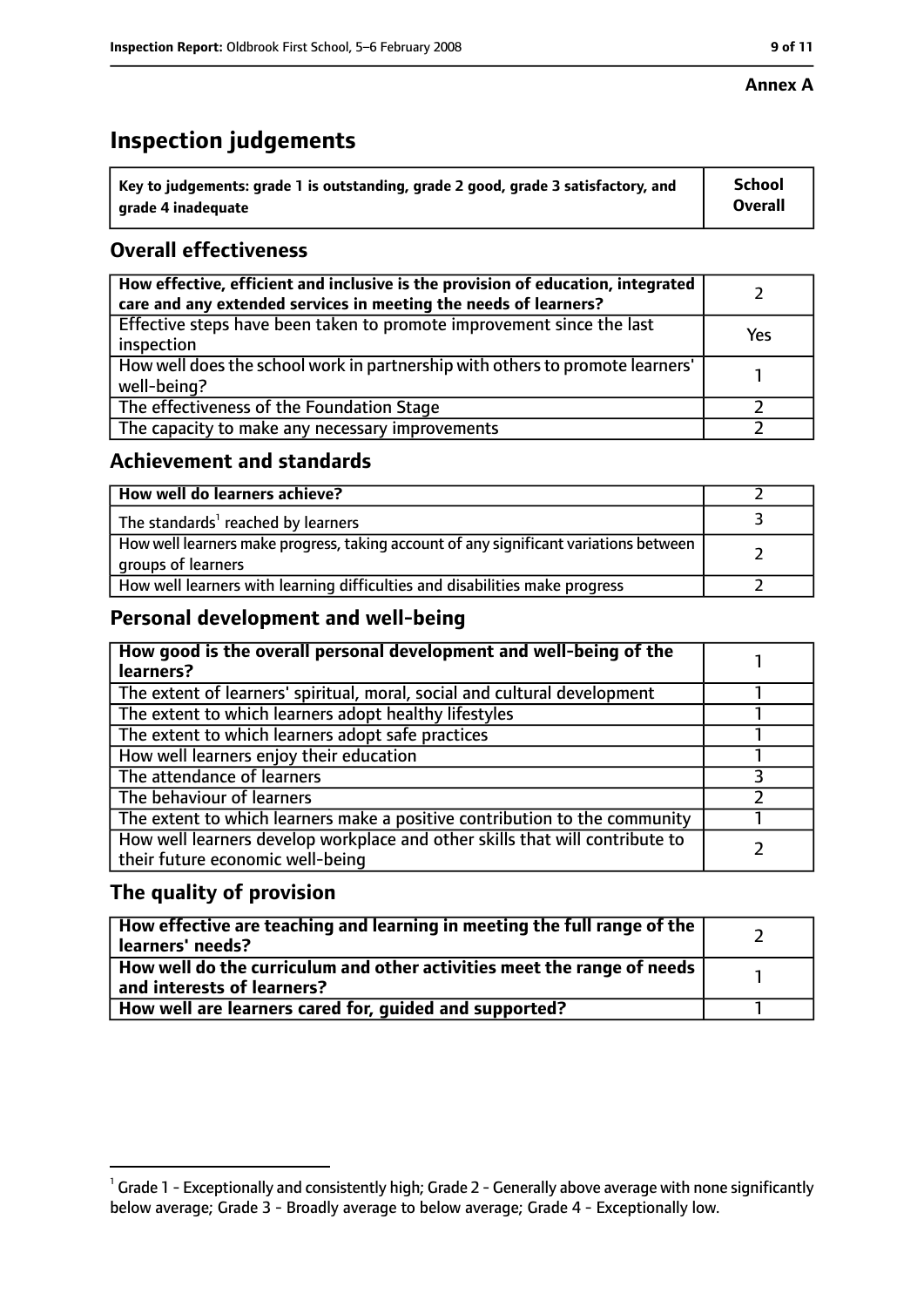**Annex A**

# Inspection judgements

| Key to judgements: grade 1 is outstanding, grade 2 good, grade 3 satisfactory, and grade 4 inadequate | School Overall |
|---|---|

## Overall effectiveness

| | |
|---|---|
| **How effective, efficient and inclusive is the provision of education, integrated care and any extended services in meeting the needs of learners?** | 2 |
| Effective steps have been taken to promote improvement since the last inspection | Yes |
| How well does the school work in partnership with others to promote learners' well-being? | 1 |
| The effectiveness of the Foundation Stage | 2 |
| The capacity to make any necessary improvements | 2 |

## Achievement and standards

| | |
|---|---|
| **How well do learners achieve?** | 2 |
| The standards[1] reached by learners | 3 |
| How well learners make progress, taking account of any significant variations between groups of learners | 2 |
| How well learners with learning difficulties and disabilities make progress | 2 |

## Personal development and well-being

| | |
|---|---|
| **How good is the overall personal development and well-being of the learners?** | 1 |
| The extent of learners' spiritual, moral, social and cultural development | 1 |
| The extent to which learners adopt healthy lifestyles | 1 |
| The extent to which learners adopt safe practices | 1 |
| How well learners enjoy their education | 1 |
| The attendance of learners | 3 |
| The behaviour of learners | 2 |
| The extent to which learners make a positive contribution to the community | 1 |
| How well learners develop workplace and other skills that will contribute to their future economic well-being | 2 |

## The quality of provision

| | |
|---|---|
| **How effective are teaching and learning in meeting the full range of the learners' needs?** | 2 |
| **How well do the curriculum and other activities meet the range of needs and interests of learners?** | 1 |
| **How well are learners cared for, guided and supported?** | 1 |

[1] Grade 1 - Exceptionally and consistently high; Grade 2 - Generally above average with none significantly below average; Grade 3 - Broadly average to below average; Grade 4 - Exceptionally low.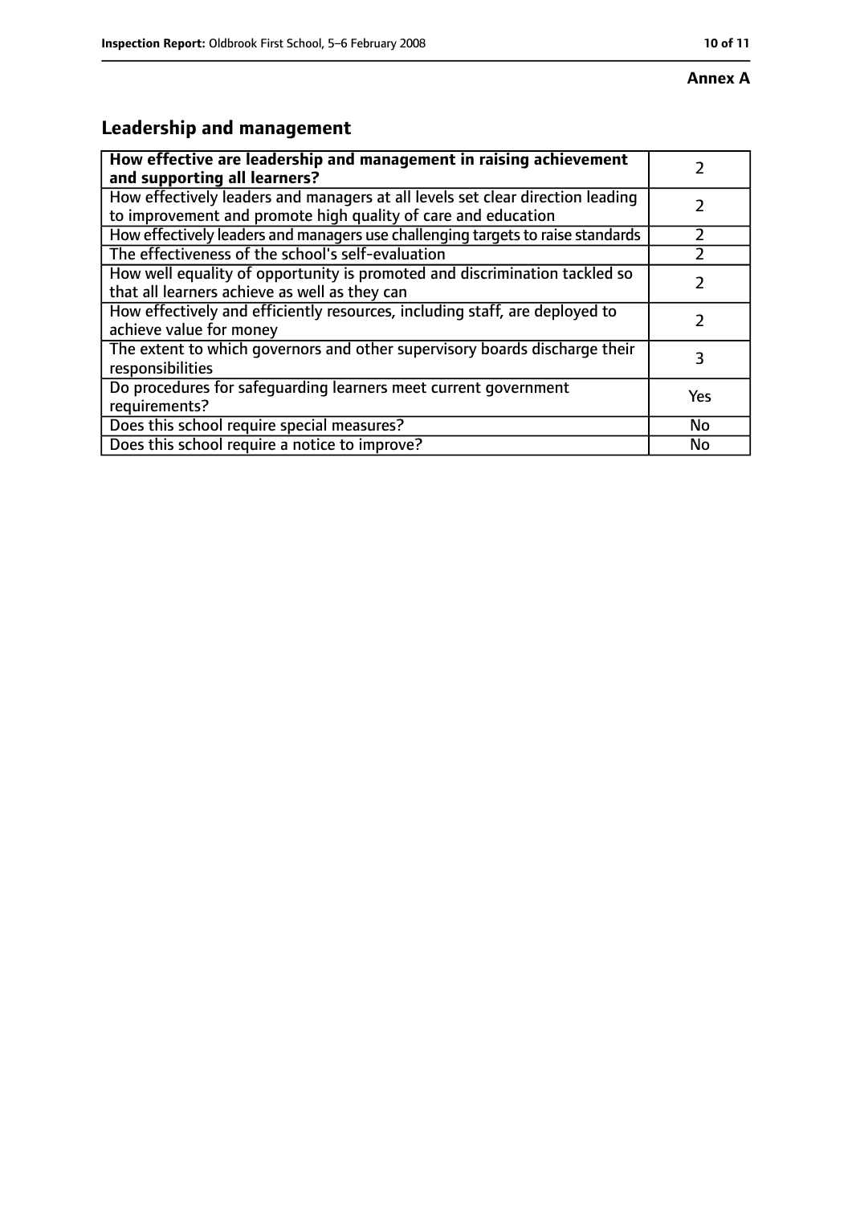**Annex A**

## Leadership and management

| How effective are leadership and management in raising achievement and supporting all learners? | 2 |
|---|---|
| How effectively leaders and managers at all levels set clear direction leading to improvement and promote high quality of care and education | 2 |
| How effectively leaders and managers use challenging targets to raise standards | 2 |
| The effectiveness of the school's self-evaluation | 2 |
| How well equality of opportunity is promoted and discrimination tackled so that all learners achieve as well as they can | 2 |
| How effectively and efficiently resources, including staff, are deployed to achieve value for money | 2 |
| The extent to which governors and other supervisory boards discharge their responsibilities | 3 |
| Do procedures for safeguarding learners meet current government requirements? | Yes |
| Does this school require special measures? | No |
| Does this school require a notice to improve? | No |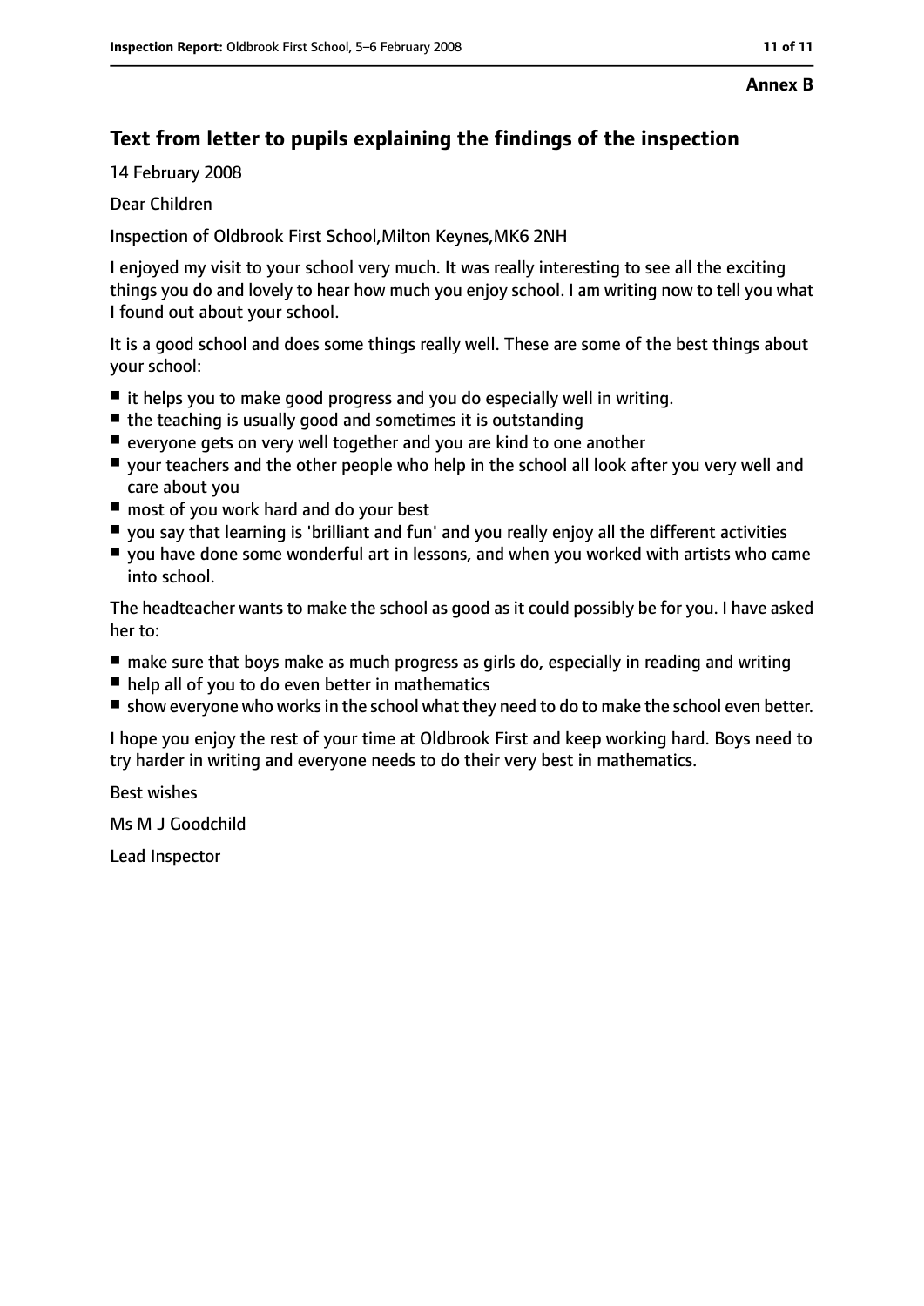**Annex B**

## Text from letter to pupils explaining the findings of the inspection

14 February 2008

Dear Children

Inspection of Oldbrook First School,Milton Keynes,MK6 2NH

I enjoyed my visit to your school very much. It was really interesting to see all the exciting things you do and lovely to hear how much you enjoy school. I am writing now to tell you what I found out about your school.

It is a good school and does some things really well. These are some of the best things about your school:

- it helps you to make good progress and you do especially well in writing.
- the teaching is usually good and sometimes it is outstanding
- everyone gets on very well together and you are kind to one another
- your teachers and the other people who help in the school all look after you very well and care about you
- most of you work hard and do your best
- you say that learning is 'brilliant and fun' and you really enjoy all the different activities
- you have done some wonderful art in lessons, and when you worked with artists who came into school.

The headteacher wants to make the school as good as it could possibly be for you. I have asked her to:

- make sure that boys make as much progress as girls do, especially in reading and writing
- help all of you to do even better in mathematics
- show everyone who works in the school what they need to do to make the school even better.

I hope you enjoy the rest of your time at Oldbrook First and keep working hard. Boys need to try harder in writing and everyone needs to do their very best in mathematics.

Best wishes

Ms M J Goodchild

Lead Inspector